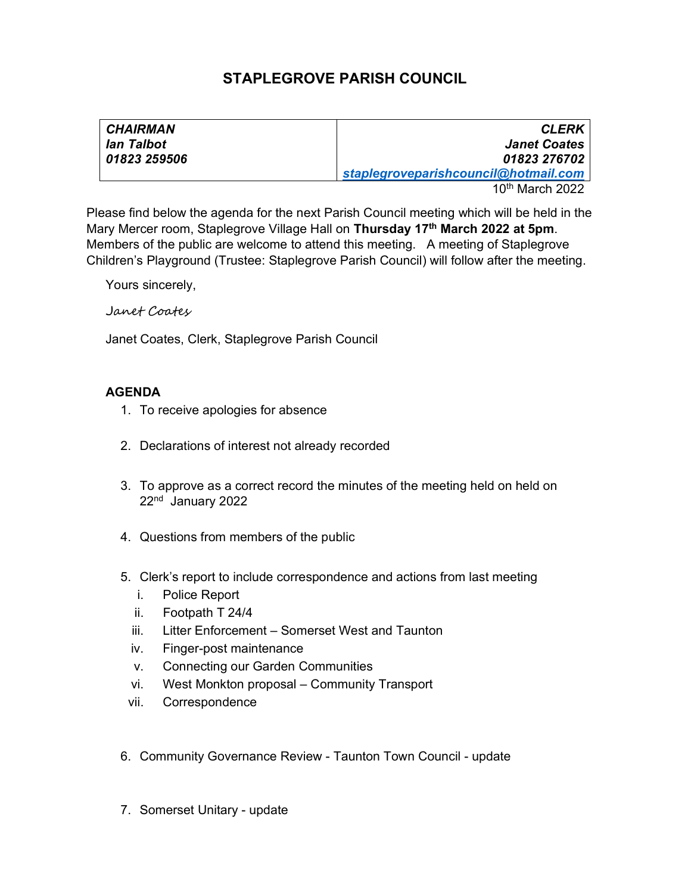# STAPLEGROVE PARISH COUNCIL

| ***CHAIRMAN*** | ***CLERK*** |
|---|---|
| ***Ian Talbot*** | ***Janet Coates*** |
| ***01823 259506*** | ***01823 276702*** |
| | ***staplegroveparishcouncil@hotmail.com*** |

10th March 2022

Please find below the agenda for the next Parish Council meeting which will be held in the Mary Mercer room, Staplegrove Village Hall on **Thursday 17th March 2022 at 5pm**. Members of the public are welcome to attend this meeting. A meeting of Staplegrove Children's Playground (Trustee: Staplegrove Parish Council) will follow after the meeting.

Yours sincerely,

*Janet Coates*

Janet Coates, Clerk, Staplegrove Parish Council

## AGENDA

1. To receive apologies for absence

2. Declarations of interest not already recorded

3. To approve as a correct record the minutes of the meeting held on held on 22nd January 2022

4. Questions from members of the public

5. Clerk's report to include correspondence and actions from last meeting
   i. Police Report
   ii. Footpath T 24/4
   iii. Litter Enforcement – Somerset West and Taunton
   iv. Finger-post maintenance
   v. Connecting our Garden Communities
   vi. West Monkton proposal – Community Transport
   vii. Correspondence

6. Community Governance Review - Taunton Town Council - update

7. Somerset Unitary - update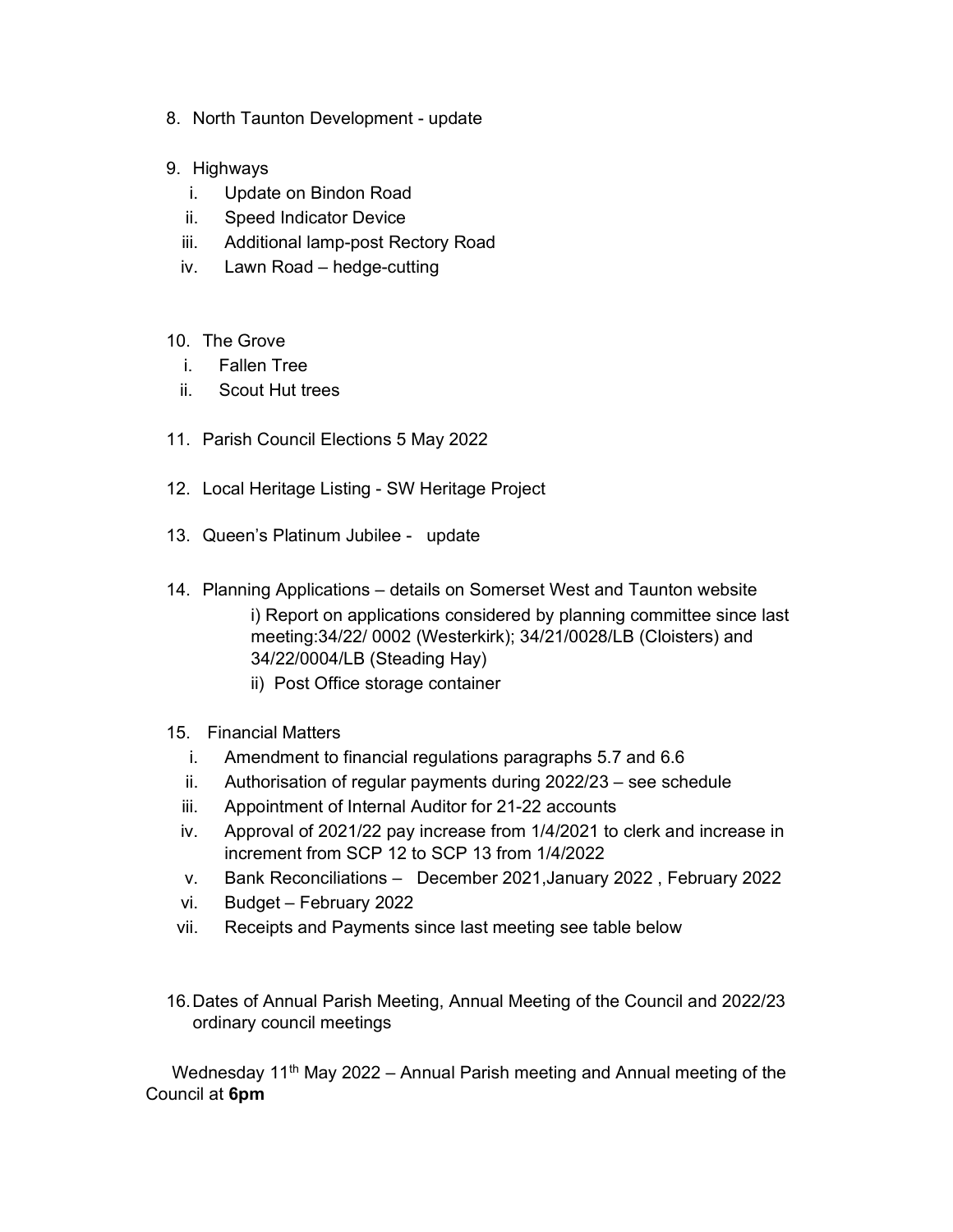8. North Taunton Development - update

9. Highways
   i. Update on Bindon Road
   ii. Speed Indicator Device
   iii. Additional lamp-post Rectory Road
   iv. Lawn Road – hedge-cutting

10. The Grove
    i. Fallen Tree
    ii. Scout Hut trees

11. Parish Council Elections 5 May 2022

12. Local Heritage Listing - SW Heritage Project

13. Queen's Platinum Jubilee - update

14. Planning Applications – details on Somerset West and Taunton website

    i) Report on applications considered by planning committee since last meeting:34/22/ 0002 (Westerkirk); 34/21/0028/LB (Cloisters) and 34/22/0004/LB (Steading Hay)

    ii) Post Office storage container

15. Financial Matters
    i. Amendment to financial regulations paragraphs 5.7 and 6.6
    ii. Authorisation of regular payments during 2022/23 – see schedule
    iii. Appointment of Internal Auditor for 21-22 accounts
    iv. Approval of 2021/22 pay increase from 1/4/2021 to clerk and increase in increment from SCP 12 to SCP 13 from 1/4/2022
    v. Bank Reconciliations – December 2021,January 2022 , February 2022
    vi. Budget – February 2022
    vii. Receipts and Payments since last meeting see table below

16. Dates of Annual Parish Meeting, Annual Meeting of the Council and 2022/23 ordinary council meetings

Wednesday 11th May 2022 – Annual Parish meeting and Annual meeting of the Council at **6pm**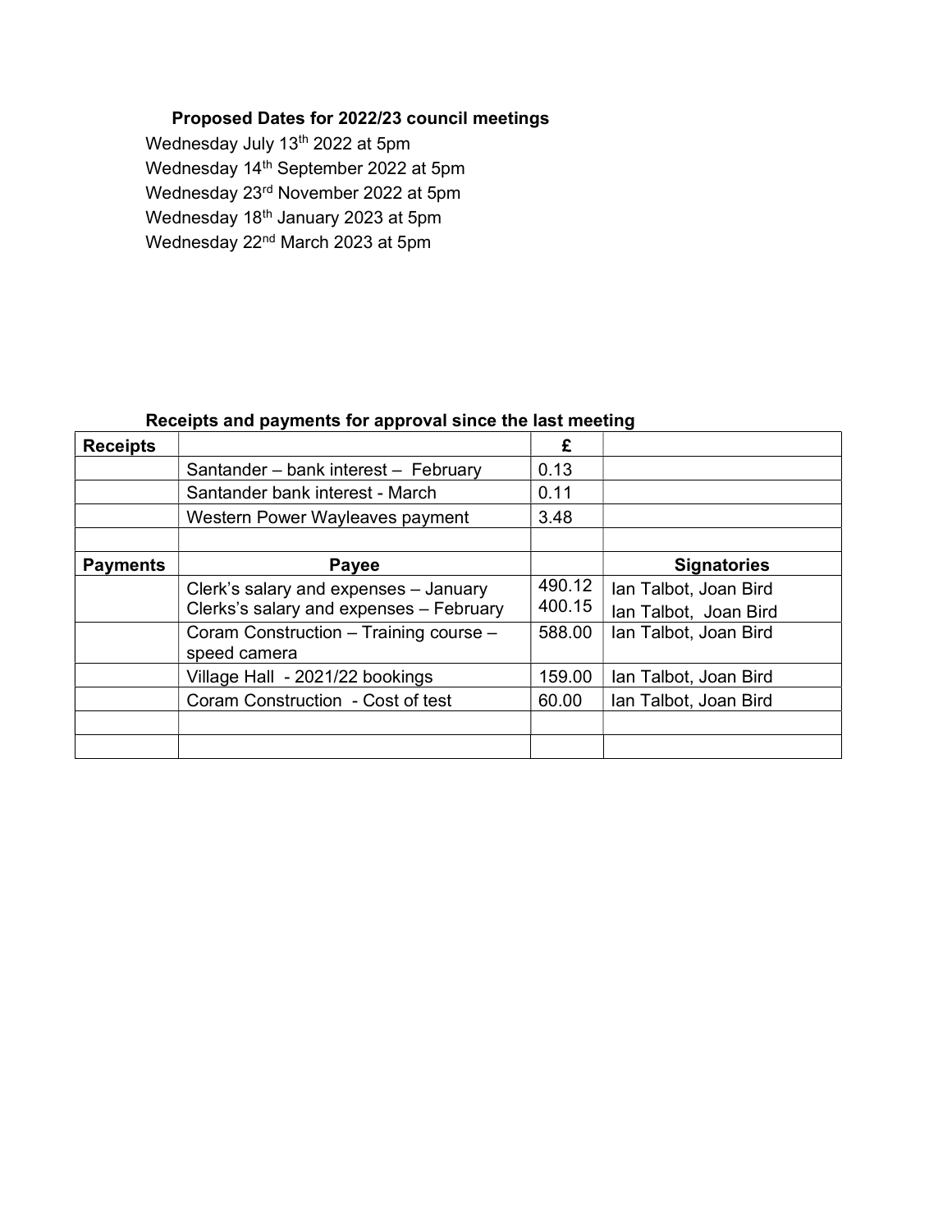### Proposed Dates for 2022/23 council meetings

Wednesday July 13th 2022 at 5pm
Wednesday 14th September 2022 at 5pm
Wednesday 23rd November 2022 at 5pm
Wednesday 18th January 2023 at 5pm
Wednesday 22nd March 2023 at 5pm

### Receipts and payments for approval since the last meeting

| Receipts | | £ | |
|---|---|---|---|
| | Santander – bank interest – February | 0.13 | |
| | Santander bank interest - March | 0.11 | |
| | Western Power Wayleaves payment | 3.48 | |
| | | | |
| **Payments** | **Payee** | | **Signatories** |
| | Clerk's salary and expenses – January<br>Clerks's salary and expenses – February | 490.12<br>400.15 | Ian Talbot, Joan Bird<br>Ian Talbot, Joan Bird |
| | Coram Construction – Training course – speed camera | 588.00 | Ian Talbot, Joan Bird |
| | Village Hall - 2021/22 bookings | 159.00 | Ian Talbot, Joan Bird |
| | Coram Construction - Cost of test | 60.00 | Ian Talbot, Joan Bird |
| | | | |
| | | | |